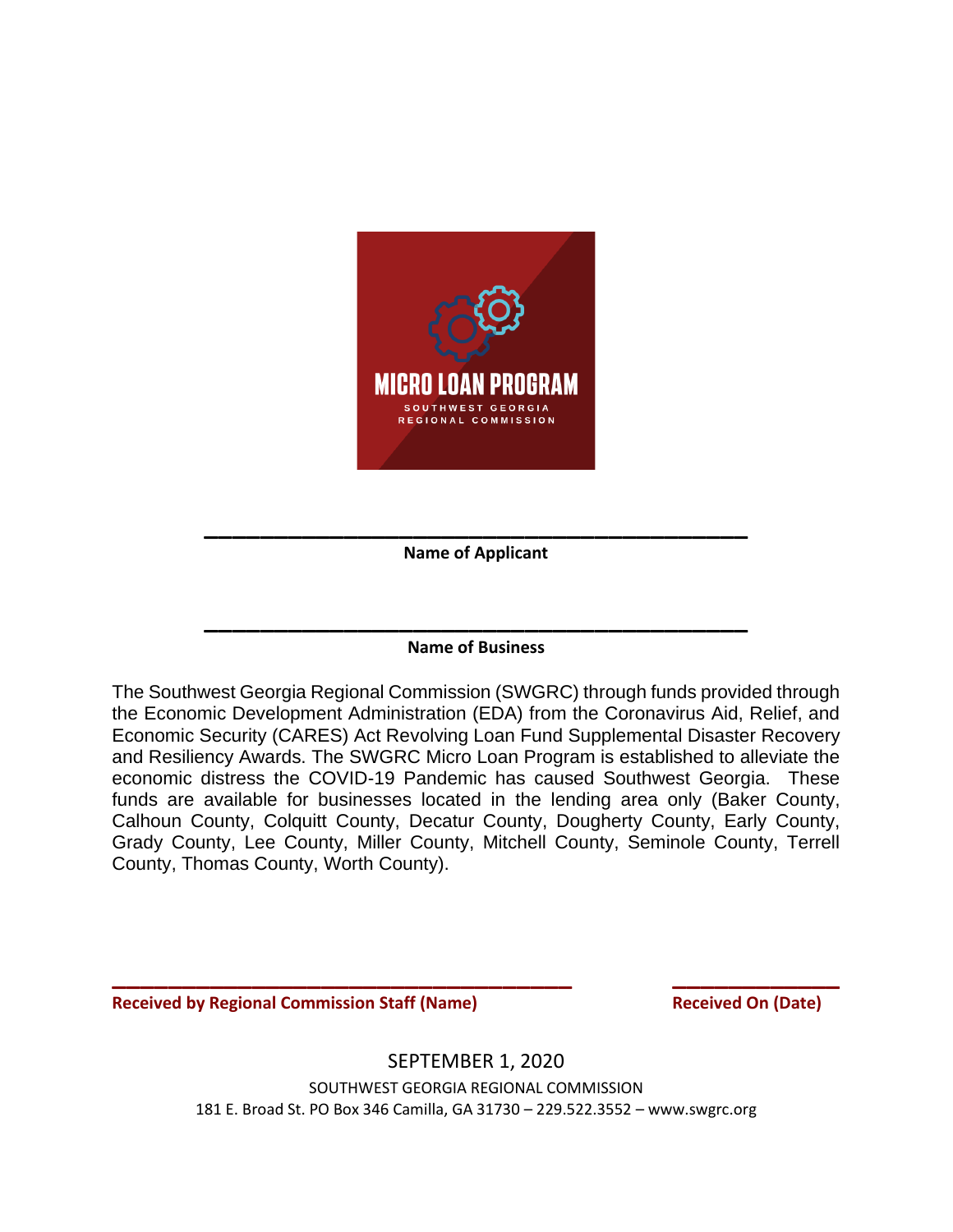# MICRO LOAN PROGRAM

SOUTHWEST GEORGIA REGIONAL COMMISSION

\_\_\_\_\_\_\_\_\_\_\_\_\_\_\_\_\_\_\_\_\_\_\_\_\_\_\_\_\_\_\_\_\_\_\_\_\_\_\_\_\_\_\_\_

**Name of Applicant**

\_\_\_\_\_\_\_\_\_\_\_\_\_\_\_\_\_\_\_\_\_\_\_\_\_\_\_\_\_\_\_\_\_\_\_\_\_\_\_\_\_\_\_\_

**Name of Business**

The Southwest Georgia Regional Commission (SWGRC) through funds provided through the Economic Development Administration (EDA) from the Coronavirus Aid, Relief, and Economic Security (CARES) Act Revolving Loan Fund Supplemental Disaster Recovery and Resiliency Awards. The SWGRC Micro Loan Program is established to alleviate the economic distress the COVID-19 Pandemic has caused Southwest Georgia. These funds are available for businesses located in the lending area only (Baker County, Calhoun County, Colquitt County, Decatur County, Dougherty County, Early County, Grady County, Lee County, Miller County, Mitchell County, Seminole County, Terrell County, Thomas County, Worth County).

\_\_\_\_\_\_\_\_\_\_\_\_\_\_\_\_\_\_\_\_\_\_\_\_\_\_\_\_\_\_\_\_\_\_\_\_\_\_\_\_ \_\_\_\_\_\_\_\_\_\_\_\_\_\_\_\_

**Received by Regional Commission Staff (Name)** **Received On (Date)**

SEPTEMBER 1, 2020

SOUTHWEST GEORGIA REGIONAL COMMISSION

181 E. Broad St. PO Box 346 Camilla, GA 31730 – 229.522.3552 – www.swgrc.org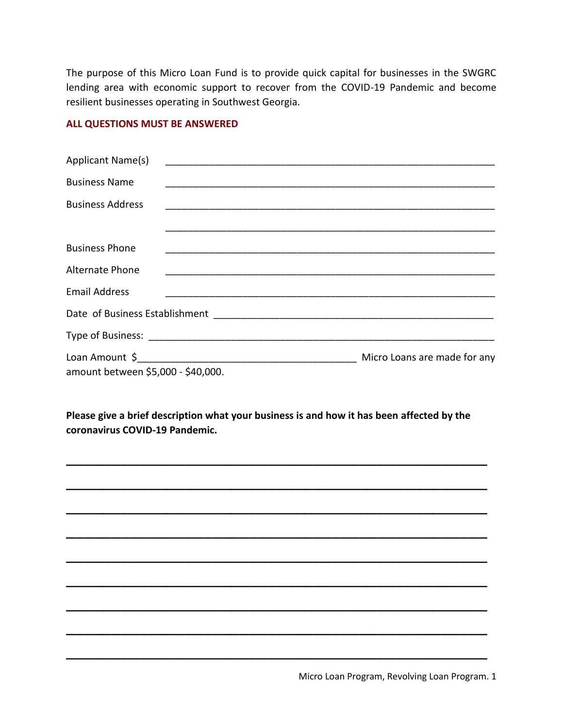The purpose of this Micro Loan Fund is to provide quick capital for businesses in the SWGRC lending area with economic support to recover from the COVID-19 Pandemic and become resilient businesses operating in Southwest Georgia.

**ALL QUESTIONS MUST BE ANSWERED**

Applicant Name(s) ______________________________________________________________

Business Name ______________________________________________________________

Business Address ______________________________________________________________

______________________________________________________________

Business Phone ______________________________________________________________

Alternate Phone ______________________________________________________________

Email Address ______________________________________________________________

Date of Business Establishment ____________________________________________________

Type of Business: ______________________________________________________________

Loan Amount $_________________________________________ Micro Loans are made for any amount between $5,000 - $40,000.

**Please give a brief description what your business is and how it has been affected by the coronavirus COVID-19 Pandemic.**

______________________________________________________________________________

______________________________________________________________________________

______________________________________________________________________________

______________________________________________________________________________

______________________________________________________________________________

______________________________________________________________________________

______________________________________________________________________________

______________________________________________________________________________

______________________________________________________________________________

Micro Loan Program, Revolving Loan Program.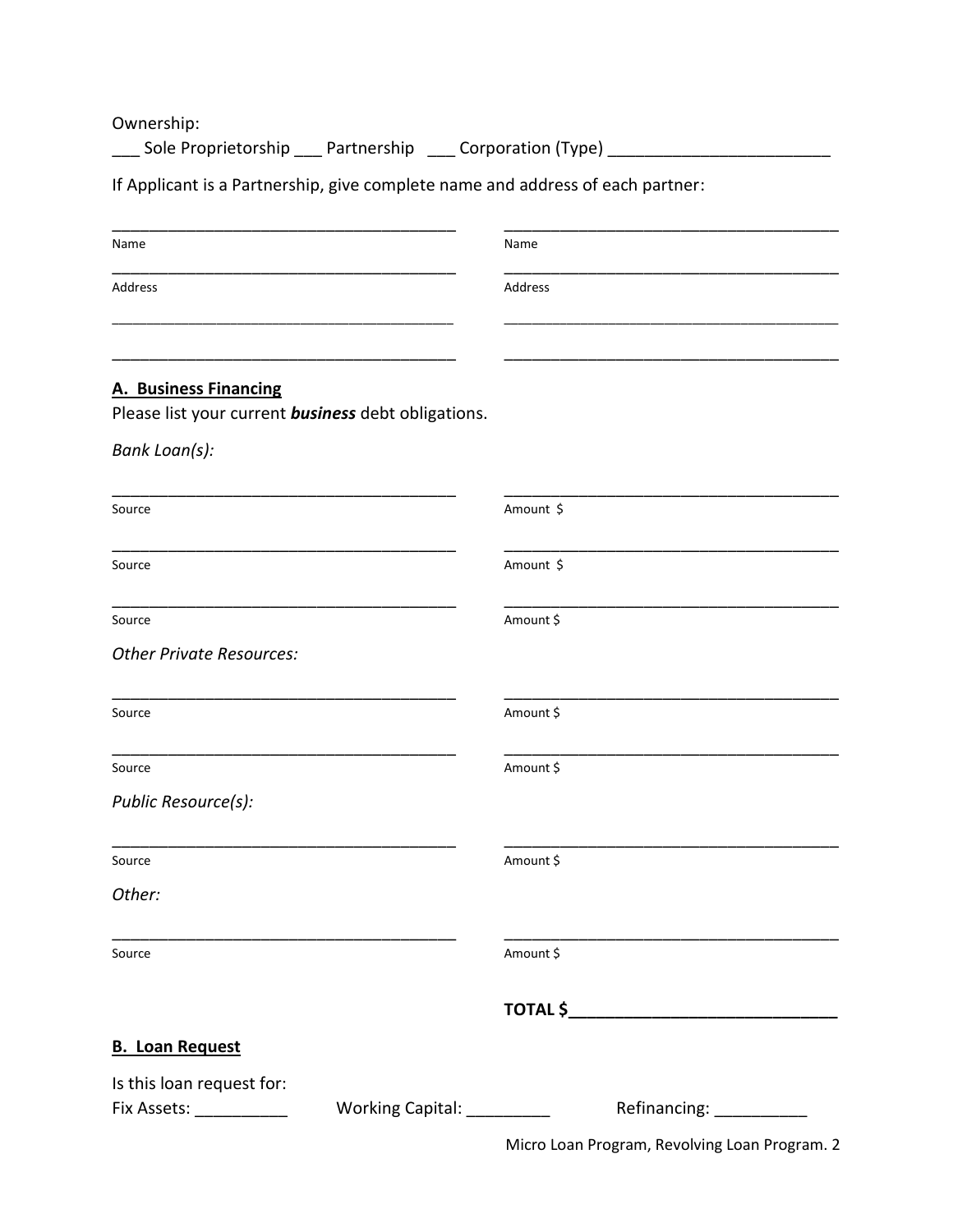Ownership:

___ Sole Proprietorship ___ Partnership ___ Corporation (Type) ________________________

If Applicant is a Partnership, give complete name and address of each partner:

| | |
|---|---|
| ________________________________________ | ________________________________________ |
| Name | Name |
| ________________________________________ | ________________________________________ |
| Address | Address |
| ________________________________________ | ________________________________________ |
| ________________________________________ | ________________________________________ |

## A. Business Financing

Please list your current ***business*** debt obligations.

*Bank Loan(s):*

| | |
|---|---|
| ________________________________________ | ________________________________________ |
| Source | Amount $ |
| ________________________________________ | ________________________________________ |
| Source | Amount $ |
| ________________________________________ | ________________________________________ |
| Source | Amount $ |

*Other Private Resources:*

| | |
|---|---|
| ________________________________________ | ________________________________________ |
| Source | Amount $ |
| ________________________________________ | ________________________________________ |
| Source | Amount $ |

*Public Resource(s):*

| | |
|---|---|
| ________________________________________ | ________________________________________ |
| Source | Amount $ |

*Other:*

| | |
|---|---|
| ________________________________________ | ________________________________________ |
| Source | Amount $ |

**TOTAL $______________________________**

## B. Loan Request

Is this loan request for:

Fix Assets: __________ Working Capital: _________ Refinancing: __________

Micro Loan Program, Revolving Loan Program.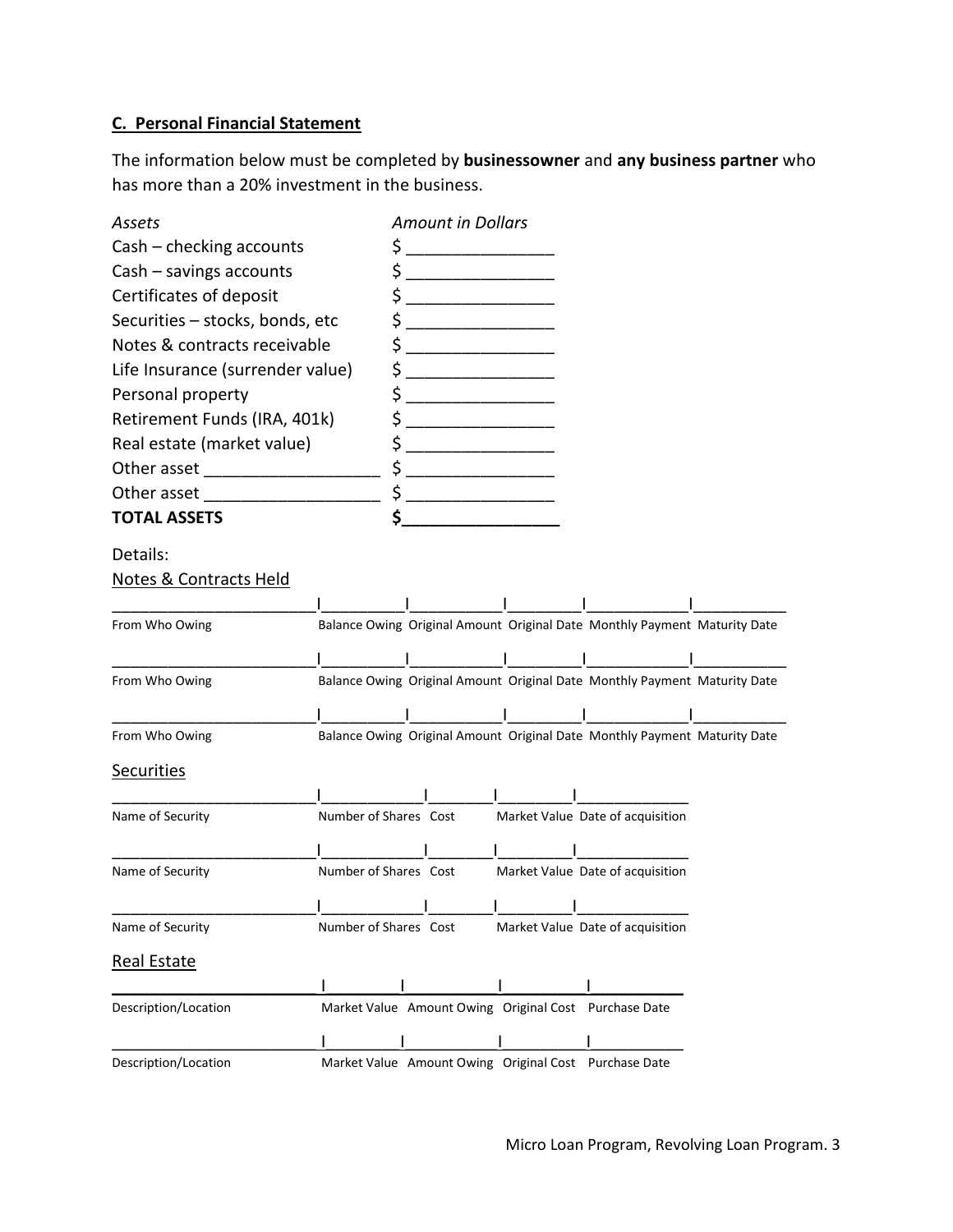### C. Personal Financial Statement

The information below must be completed by **businessowner** and **any business partner** who has more than a 20% investment in the business.

| *Assets* | *Amount in Dollars* |
| --- | --- |
| Cash – checking accounts | $ _______________ |
| Cash – savings accounts | $ _______________ |
| Certificates of deposit | $ _______________ |
| Securities – stocks, bonds, etc | $ _______________ |
| Notes & contracts receivable | $ _______________ |
| Life Insurance (surrender value) | $ _______________ |
| Personal property | $ _______________ |
| Retirement Funds (IRA, 401k) | $ _______________ |
| Real estate (market value) | $ _______________ |
| Other asset __________________ | $ _______________ |
| Other asset __________________ | $ _______________ |
| **TOTAL ASSETS** | **$_______________** |

Details:

<u>Notes & Contracts Held</u>

| From Who Owing | Balance Owing | Original Amount | Original Date | Monthly Payment | Maturity Date |
| --- | --- | --- | --- | --- | --- |
| | | | | | |
| | | | | | |
| | | | | | |

<u>Securities</u>

| Name of Security | Number of Shares | Cost | Market Value | Date of acquisition |
| --- | --- | --- | --- | --- |
| | | | | |
| | | | | |
| | | | | |

<u>Real Estate</u>

| Description/Location | Market Value | Amount Owing | Original Cost | Purchase Date |
| --- | --- | --- | --- | --- |
| | | | | |
| | | | | |

Micro Loan Program, Revolving Loan Program.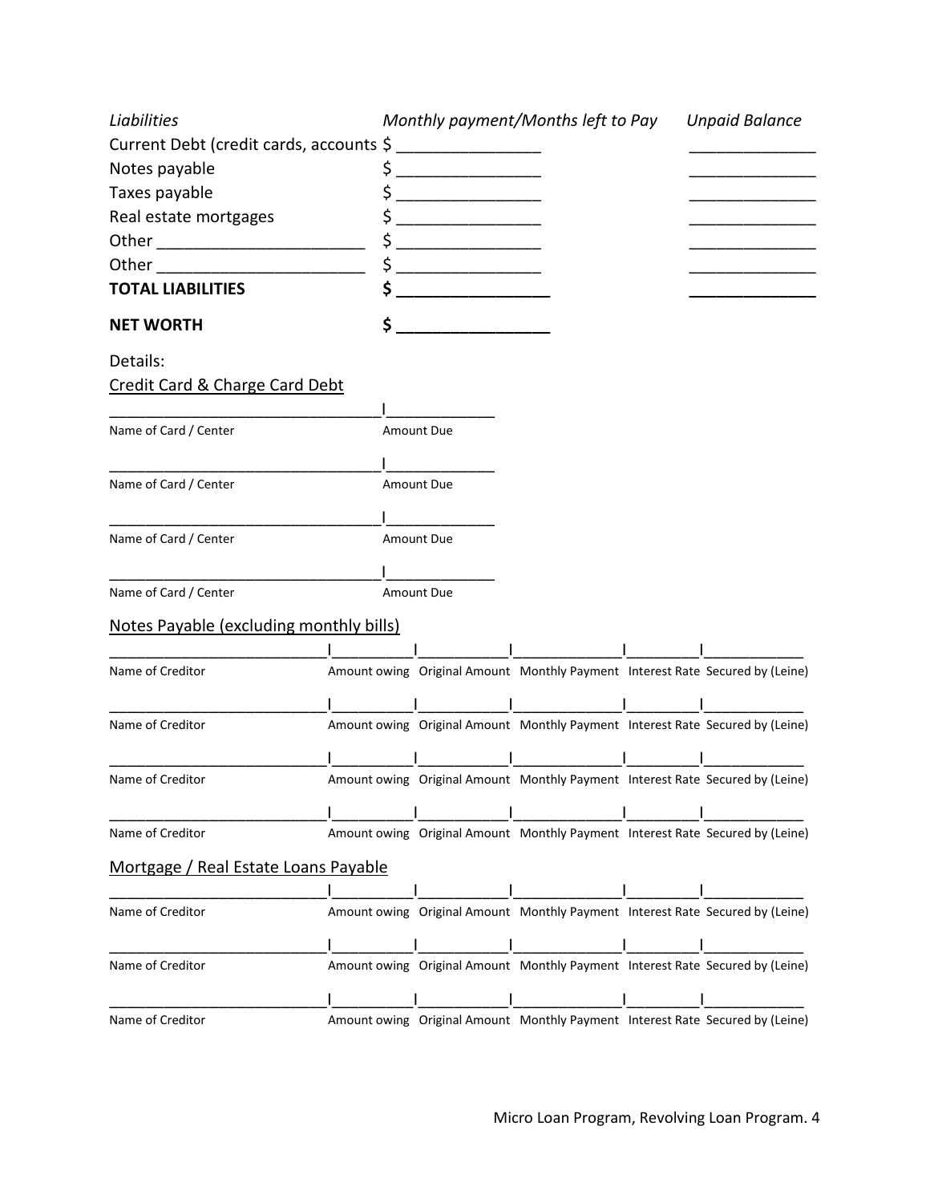| *Liabilities* | *Monthly payment/Months left to Pay* | *Unpaid Balance* |
|---|---|---|
| Current Debt (credit cards, accounts | $ ________________ | ______________ |
| Notes payable | $ ________________ | ______________ |
| Taxes payable | $ ________________ | ______________ |
| Real estate mortgages | $ ________________ | ______________ |
| Other ________________________ | $ ________________ | ______________ |
| Other ________________________ | $ ________________ | ______________ |
| **TOTAL LIABILITIES** | **$ ________________** | **______________** |
| **NET WORTH** | **$ ________________** | |

Details:

<u>Credit Card & Charge Card Debt</u>

| Name of Card / Center | Amount Due |
|---|---|
| | |
| | |
| | |
| | |

<u>Notes Payable (excluding monthly bills)</u>

| Name of Creditor | Amount owing | Original Amount | Monthly Payment | Interest Rate | Secured by (Leine) |
|---|---|---|---|---|---|
| | | | | | |
| | | | | | |
| | | | | | |
| | | | | | |

<u>Mortgage / Real Estate Loans Payable</u>

| Name of Creditor | Amount owing | Original Amount | Monthly Payment | Interest Rate | Secured by (Leine) |
|---|---|---|---|---|---|
| | | | | | |
| | | | | | |
| | | | | | |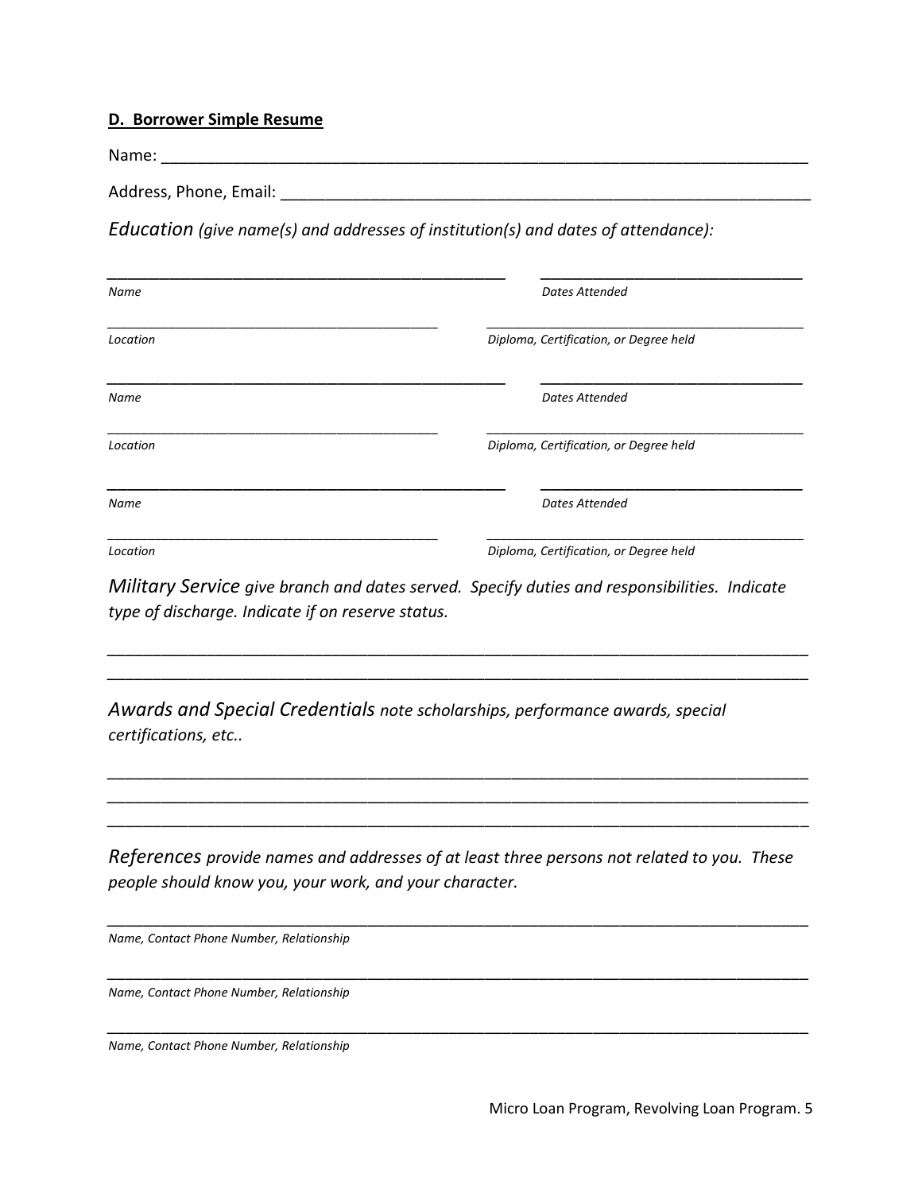**D. Borrower Simple Resume**

Name: ___________________________________________________________________________

Address, Phone, Email: ____________________________________________________________

*Education* *(give name(s) and addresses of institution(s) and dates of attendance):*

| | |
|---|---|
| _______________________________________ | ___________________________ |
| *Name* | *Dates Attended* |
| _______________________________________ | _______________________________________ |
| *Location* | *Diploma, Certification, or Degree held* |
| _______________________________________ | ___________________________ |
| *Name* | *Dates Attended* |
| _______________________________________ | _______________________________________ |
| *Location* | *Diploma, Certification, or Degree held* |
| _______________________________________ | ___________________________ |
| *Name* | *Dates Attended* |
| _______________________________________ | _______________________________________ |
| *Location* | *Diploma, Certification, or Degree held* |

*Military Service* *give branch and dates served. Specify duties and responsibilities. Indicate type of discharge. Indicate if on reserve status.*

_____________________________________________________________________________

_____________________________________________________________________________

*Awards and Special Credentials* *note scholarships, performance awards, special certifications, etc..*

_____________________________________________________________________________

_____________________________________________________________________________

_____________________________________________________________________________

*References* *provide names and addresses of at least three persons not related to you. These people should know you, your work, and your character.*

_____________________________________________________________________________

*Name, Contact Phone Number, Relationship*

_____________________________________________________________________________

*Name, Contact Phone Number, Relationship*

_____________________________________________________________________________

*Name, Contact Phone Number, Relationship*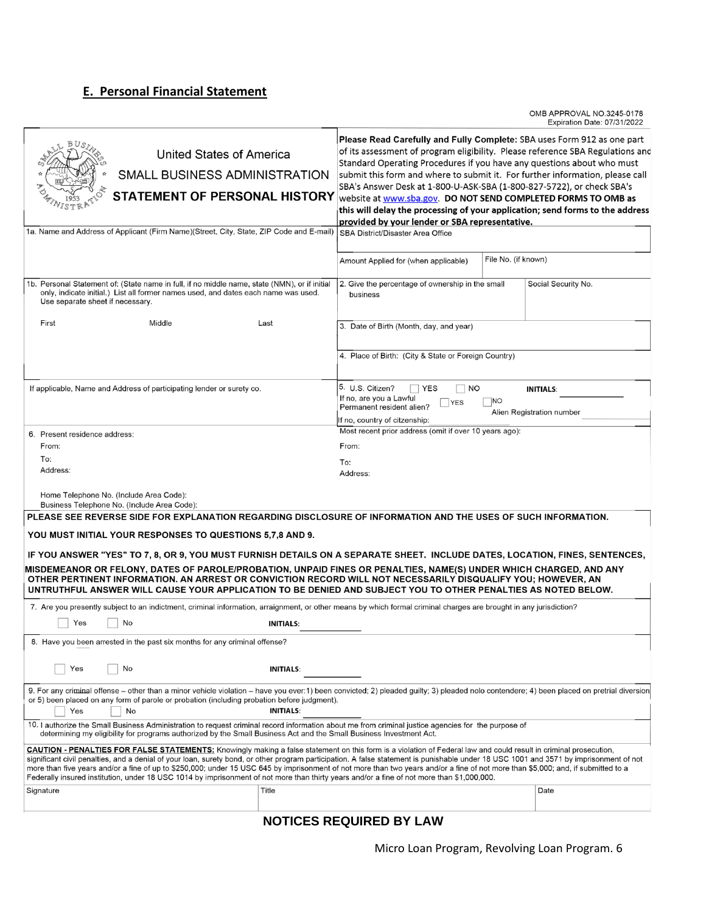## E. Personal Financial Statement

OMB APPROVAL NO.3245-0178
Expiration Date: 07/31/2022

**United States of America**
**SMALL BUSINESS ADMINISTRATION**
**STATEMENT OF PERSONAL HISTORY**

**Please Read Carefully and Fully Complete:** SBA uses Form 912 as one part of its assessment of program eligibility. Please reference SBA Regulations and Standard Operating Procedures if you have any questions about who must submit this form and where to submit it. For further information, please call SBA's Answer Desk at 1-800-U-ASK-SBA (1-800-827-5722), or check SBA's website at www.sba.gov. **DO NOT SEND COMPLETED FORMS TO OMB as this will delay the processing of your application; send forms to the address provided by your lender or SBA representative.**

| | |
|---|---|
| 1a. Name and Address of Applicant (Firm Name)(Street, City, State, ZIP Code and E-mail) | SBA District/Disaster Area Office |
| | Amount Applied for (when applicable) — File No. (if known) |
| 1b. Personal Statement of: (State name in full, if no middle name, state (NMN), or if initial only, indicate initial.) List all former names used, and dates each name was used. Use separate sheet if necessary.<br>First — Middle — Last | 2. Give the percentage of ownership in the small business — Social Security No. |
| | 3. Date of Birth (Month, day, and year) |
| | 4. Place of Birth: (City & State or Foreign Country) |
| If applicable, Name and Address of participating lender or surety co. | 5. U.S. Citizen? ☐ YES ☐ NO INITIALS:<br>If no, are you a Lawful Permanent resident alien? ☐ YES ☐ NO — Alien Registration number<br>If no, country of citzenship: |
| 6. Present residence address:<br>From:<br>To:<br>Address:<br><br>Home Telephone No. (Include Area Code):<br>Business Telephone No. (Include Area Code): | Most recent prior address (omit if over 10 years ago):<br>From:<br>To:<br>Address: |

**PLEASE SEE REVERSE SIDE FOR EXPLANATION REGARDING DISCLOSURE OF INFORMATION AND THE USES OF SUCH INFORMATION.**

**YOU MUST INITIAL YOUR RESPONSES TO QUESTIONS 5,7,8 AND 9.**

**IF YOU ANSWER "YES" TO 7, 8, OR 9, YOU MUST FURNISH DETAILS ON A SEPARATE SHEET. INCLUDE DATES, LOCATION, FINES, SENTENCES, MISDEMEANOR OR FELONY, DATES OF PAROLE/PROBATION, UNPAID FINES OR PENALTIES, NAME(S) UNDER WHICH CHARGED, AND ANY OTHER PERTINENT INFORMATION. AN ARREST OR CONVICTION RECORD WILL NOT NECESSARILY DISQUALIFY YOU; HOWEVER, AN UNTRUTHFUL ANSWER WILL CAUSE YOUR APPLICATION TO BE DENIED AND SUBJECT YOU TO OTHER PENALTIES AS NOTED BELOW.**

7. Are you presently subject to an indictment, criminal information, arraignment, or other means by which formal criminal charges are brought in any jurisdiction?

☐ Yes ☐ No **INITIALS:** ______

8. Have you been arrested in the past six months for any criminal offense?

☐ Yes ☐ No **INITIALS:** ______

9. For any criminal offense – other than a minor vehicle violation – have you ever:1) been convicted; 2) pleaded guilty; 3) pleaded nolo contendere; 4) been placed on pretrial diversion or 5) been placed on any form of parole or probation (including probation before judgment).

☐ Yes ☐ No **INITIALS:** ______

10. I authorize the Small Business Administration to request criminal record information about me from criminal justice agencies for the purpose of determining my eligibility for programs authorized by the Small Business Act and the Small Business Investment Act.

**CAUTION - PENALTIES FOR FALSE STATEMENTS:** Knowingly making a false statement on this form is a violation of Federal law and could result in criminal prosecution, significant civil penalties, and a denial of your loan, surety bond, or other program participation. A false statement is punishable under 18 USC 1001 and 3571 by imprisonment of not more than five years and/or a fine of up to $250,000; under 15 USC 645 by imprisonment of not more than two years and/or a fine of not more than $5,000; and, if submitted to a Federally insured institution, under 18 USC 1014 by imprisonment of not more than thirty years and/or a fine of not more than $1,000,000.

| Signature | Title | Date |
|---|---|---|
| | | |

**NOTICES REQUIRED BY LAW**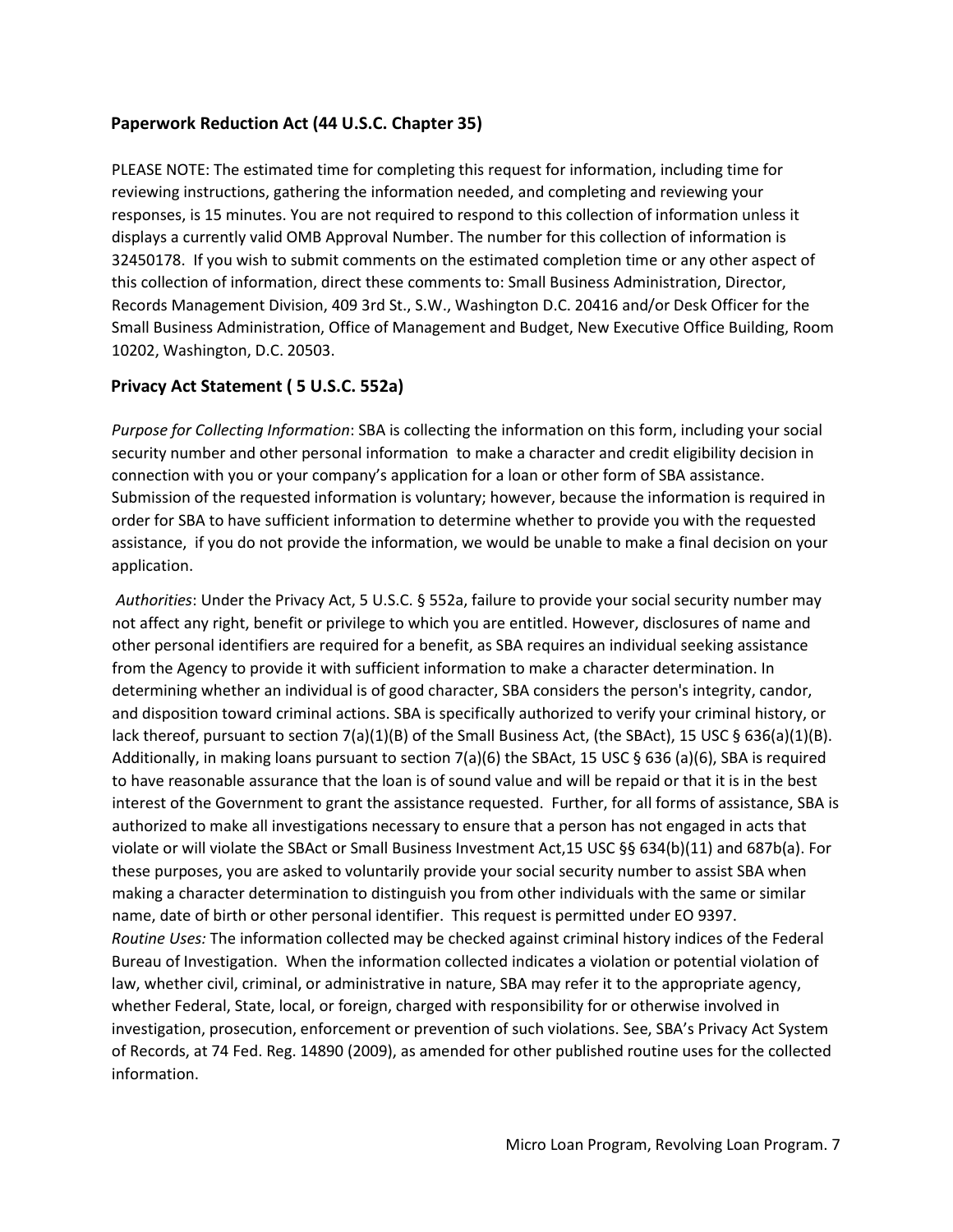## Paperwork Reduction Act (44 U.S.C. Chapter 35)

PLEASE NOTE: The estimated time for completing this request for information, including time for reviewing instructions, gathering the information needed, and completing and reviewing your responses, is 15 minutes. You are not required to respond to this collection of information unless it displays a currently valid OMB Approval Number. The number for this collection of information is 32450178. If you wish to submit comments on the estimated completion time or any other aspect of this collection of information, direct these comments to: Small Business Administration, Director, Records Management Division, 409 3rd St., S.W., Washington D.C. 20416 and/or Desk Officer for the Small Business Administration, Office of Management and Budget, New Executive Office Building, Room 10202, Washington, D.C. 20503.

## Privacy Act Statement ( 5 U.S.C. 552a)

*Purpose for Collecting Information*: SBA is collecting the information on this form, including your social security number and other personal information to make a character and credit eligibility decision in connection with you or your company's application for a loan or other form of SBA assistance. Submission of the requested information is voluntary; however, because the information is required in order for SBA to have sufficient information to determine whether to provide you with the requested assistance, if you do not provide the information, we would be unable to make a final decision on your application.

*Authorities*: Under the Privacy Act, 5 U.S.C. § 552a, failure to provide your social security number may not affect any right, benefit or privilege to which you are entitled. However, disclosures of name and other personal identifiers are required for a benefit, as SBA requires an individual seeking assistance from the Agency to provide it with sufficient information to make a character determination. In determining whether an individual is of good character, SBA considers the person's integrity, candor, and disposition toward criminal actions. SBA is specifically authorized to verify your criminal history, or lack thereof, pursuant to section 7(a)(1)(B) of the Small Business Act, (the SBAct), 15 USC § 636(a)(1)(B). Additionally, in making loans pursuant to section 7(a)(6) the SBAct, 15 USC § 636 (a)(6), SBA is required to have reasonable assurance that the loan is of sound value and will be repaid or that it is in the best interest of the Government to grant the assistance requested. Further, for all forms of assistance, SBA is authorized to make all investigations necessary to ensure that a person has not engaged in acts that violate or will violate the SBAct or Small Business Investment Act,15 USC §§ 634(b)(11) and 687b(a). For these purposes, you are asked to voluntarily provide your social security number to assist SBA when making a character determination to distinguish you from other individuals with the same or similar name, date of birth or other personal identifier. This request is permitted under EO 9397.

*Routine Uses:* The information collected may be checked against criminal history indices of the Federal Bureau of Investigation. When the information collected indicates a violation or potential violation of law, whether civil, criminal, or administrative in nature, SBA may refer it to the appropriate agency, whether Federal, State, local, or foreign, charged with responsibility for or otherwise involved in investigation, prosecution, enforcement or prevention of such violations. See, SBA's Privacy Act System of Records, at 74 Fed. Reg. 14890 (2009), as amended for other published routine uses for the collected information.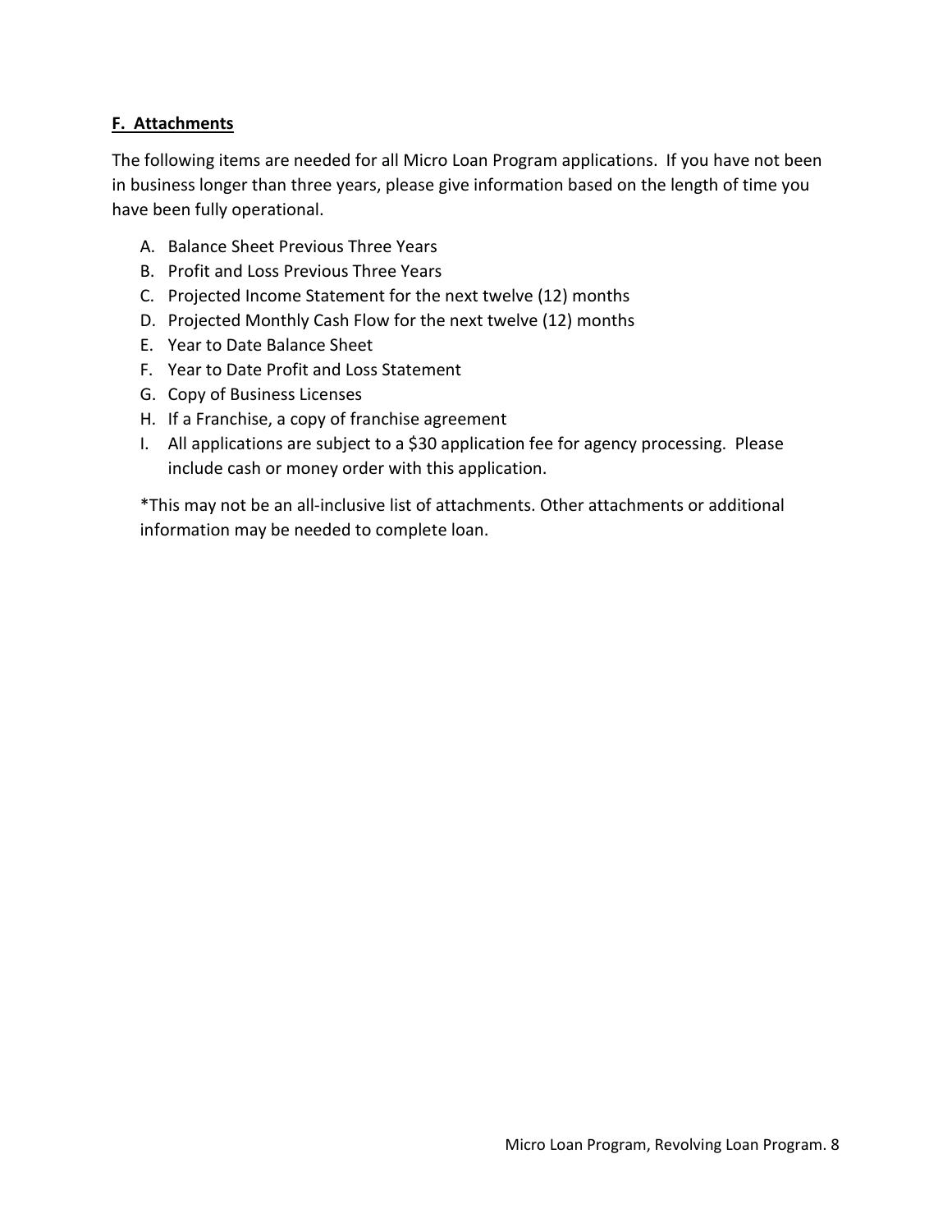## **F. Attachments**

The following items are needed for all Micro Loan Program applications. If you have not been in business longer than three years, please give information based on the length of time you have been fully operational.

A. Balance Sheet Previous Three Years
B. Profit and Loss Previous Three Years
C. Projected Income Statement for the next twelve (12) months
D. Projected Monthly Cash Flow for the next twelve (12) months
E. Year to Date Balance Sheet
F. Year to Date Profit and Loss Statement
G. Copy of Business Licenses
H. If a Franchise, a copy of franchise agreement
I. All applications are subject to a $30 application fee for agency processing. Please include cash or money order with this application.

*This may not be an all-inclusive list of attachments. Other attachments or additional information may be needed to complete loan.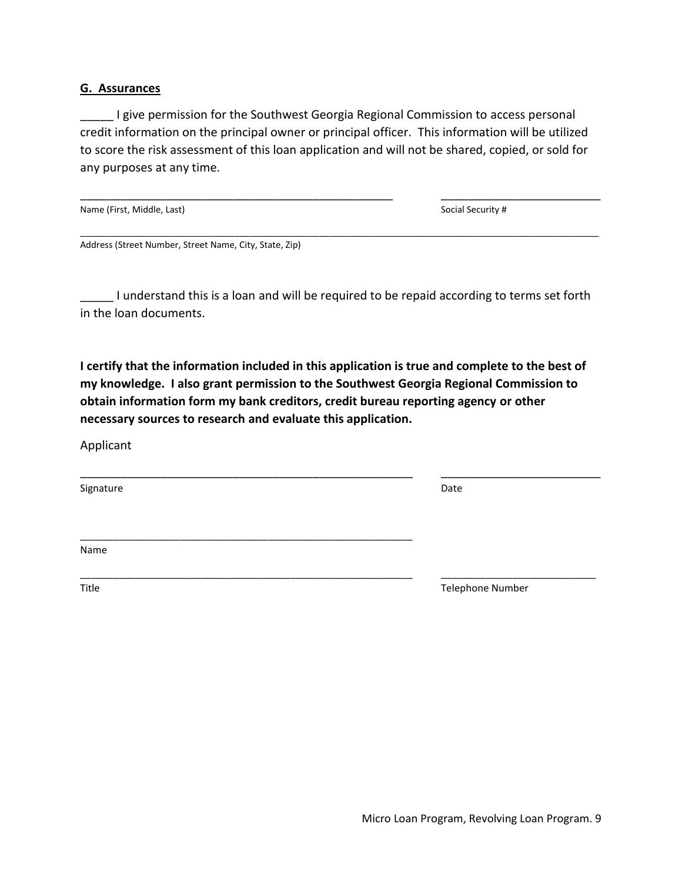## G. Assurances

_____ I give permission for the Southwest Georgia Regional Commission to access personal credit information on the principal owner or principal officer. This information will be utilized to score the risk assessment of this loan application and will not be shared, copied, or sold for any purposes at any time.

_____________________________________________________ ___________________________

Name (First, Middle, Last) Social Security #

_____________________________________________________________________________________________________

Address (Street Number, Street Name, City, State, Zip)

_____ I understand this is a loan and will be required to be repaid according to terms set forth in the loan documents.

**I certify that the information included in this application is true and complete to the best of my knowledge. I also grant permission to the Southwest Georgia Regional Commission to obtain information form my bank creditors, credit bureau reporting agency or other necessary sources to research and evaluate this application.**

Applicant

_________________________________________________________ ___________________________

Signature Date

_________________________________________________________

Name

_________________________________________________________ ___________________________

Title Telephone Number